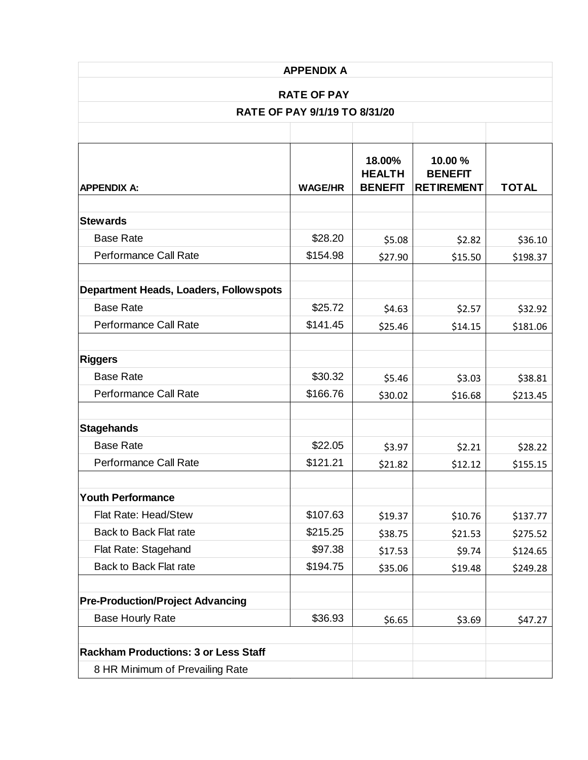| APPENDIX A | | | | |
|---|---|---|---|---|
| **RATE OF PAY** | | | | |
| **RATE OF PAY 9/1/19 TO 8/31/20** | | | | |
| **APPENDIX A:** | **WAGE/HR** | **18.00% HEALTH BENEFIT** | **10.00 % BENEFIT RETIREMENT** | **TOTAL** |
| **Stewards** | | | | |
| Base Rate | $28.20 | $5.08 | $2.82 | $36.10 |
| Performance Call Rate | $154.98 | $27.90 | $15.50 | $198.37 |
| **Department Heads, Loaders, Followspots** | | | | |
| Base Rate | $25.72 | $4.63 | $2.57 | $32.92 |
| Performance Call Rate | $141.45 | $25.46 | $14.15 | $181.06 |
| **Riggers** | | | | |
| Base Rate | $30.32 | $5.46 | $3.03 | $38.81 |
| Performance Call Rate | $166.76 | $30.02 | $16.68 | $213.45 |
| **Stagehands** | | | | |
| Base Rate | $22.05 | $3.97 | $2.21 | $28.22 |
| Performance Call Rate | $121.21 | $21.82 | $12.12 | $155.15 |
| **Youth Performance** | | | | |
| Flat Rate: Head/Stew | $107.63 | $19.37 | $10.76 | $137.77 |
| Back to Back Flat rate | $215.25 | $38.75 | $21.53 | $275.52 |
| Flat Rate: Stagehand | $97.38 | $17.53 | $9.74 | $124.65 |
| Back to Back Flat rate | $194.75 | $35.06 | $19.48 | $249.28 |
| **Pre-Production/Project Advancing** | | | | |
| Base Hourly Rate | $36.93 | $6.65 | $3.69 | $47.27 |
| **Rackham Productions: 3 or Less Staff** | | | | |
| 8 HR Minimum of Prevailing Rate | | | | |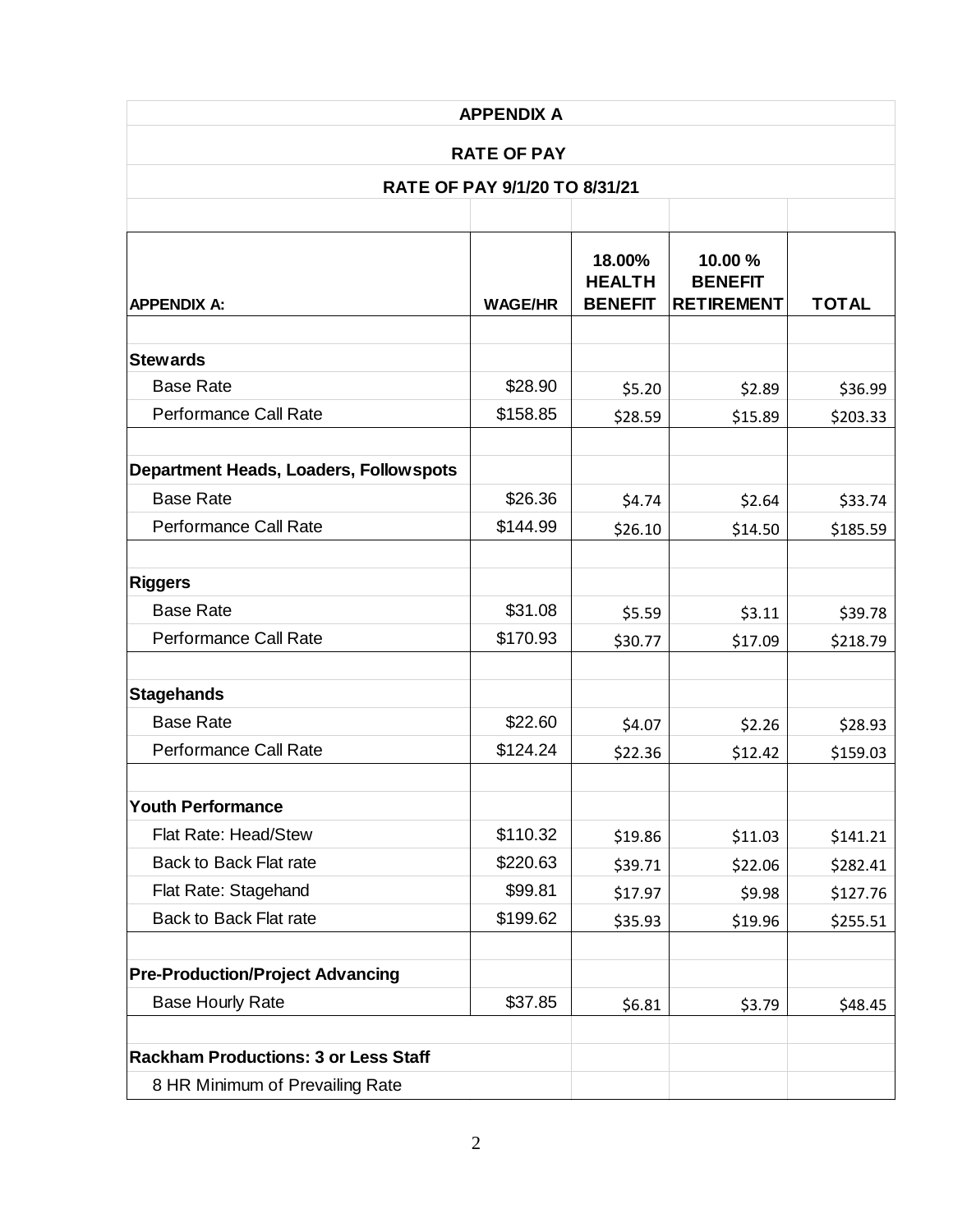**APPENDIX A**

**RATE OF PAY**

**RATE OF PAY 9/1/20 TO 8/31/21**

| APPENDIX A: | WAGE/HR | 18.00% HEALTH BENEFIT | 10.00 % BENEFIT RETIREMENT | TOTAL |
|---|---|---|---|---|
| **Stewards** | | | | |
| Base Rate | $28.90 | $5.20 | $2.89 | $36.99 |
| Performance Call Rate | $158.85 | $28.59 | $15.89 | $203.33 |
| **Department Heads, Loaders, Followspots** | | | | |
| Base Rate | $26.36 | $4.74 | $2.64 | $33.74 |
| Performance Call Rate | $144.99 | $26.10 | $14.50 | $185.59 |
| **Riggers** | | | | |
| Base Rate | $31.08 | $5.59 | $3.11 | $39.78 |
| Performance Call Rate | $170.93 | $30.77 | $17.09 | $218.79 |
| **Stagehands** | | | | |
| Base Rate | $22.60 | $4.07 | $2.26 | $28.93 |
| Performance Call Rate | $124.24 | $22.36 | $12.42 | $159.03 |
| **Youth Performance** | | | | |
| Flat Rate: Head/Stew | $110.32 | $19.86 | $11.03 | $141.21 |
| Back to Back Flat rate | $220.63 | $39.71 | $22.06 | $282.41 |
| Flat Rate: Stagehand | $99.81 | $17.97 | $9.98 | $127.76 |
| Back to Back Flat rate | $199.62 | $35.93 | $19.96 | $255.51 |
| **Pre-Production/Project Advancing** | | | | |
| Base Hourly Rate | $37.85 | $6.81 | $3.79 | $48.45 |
| **Rackham Productions: 3 or Less Staff** | | | | |
| 8 HR Minimum of Prevailing Rate | | | | |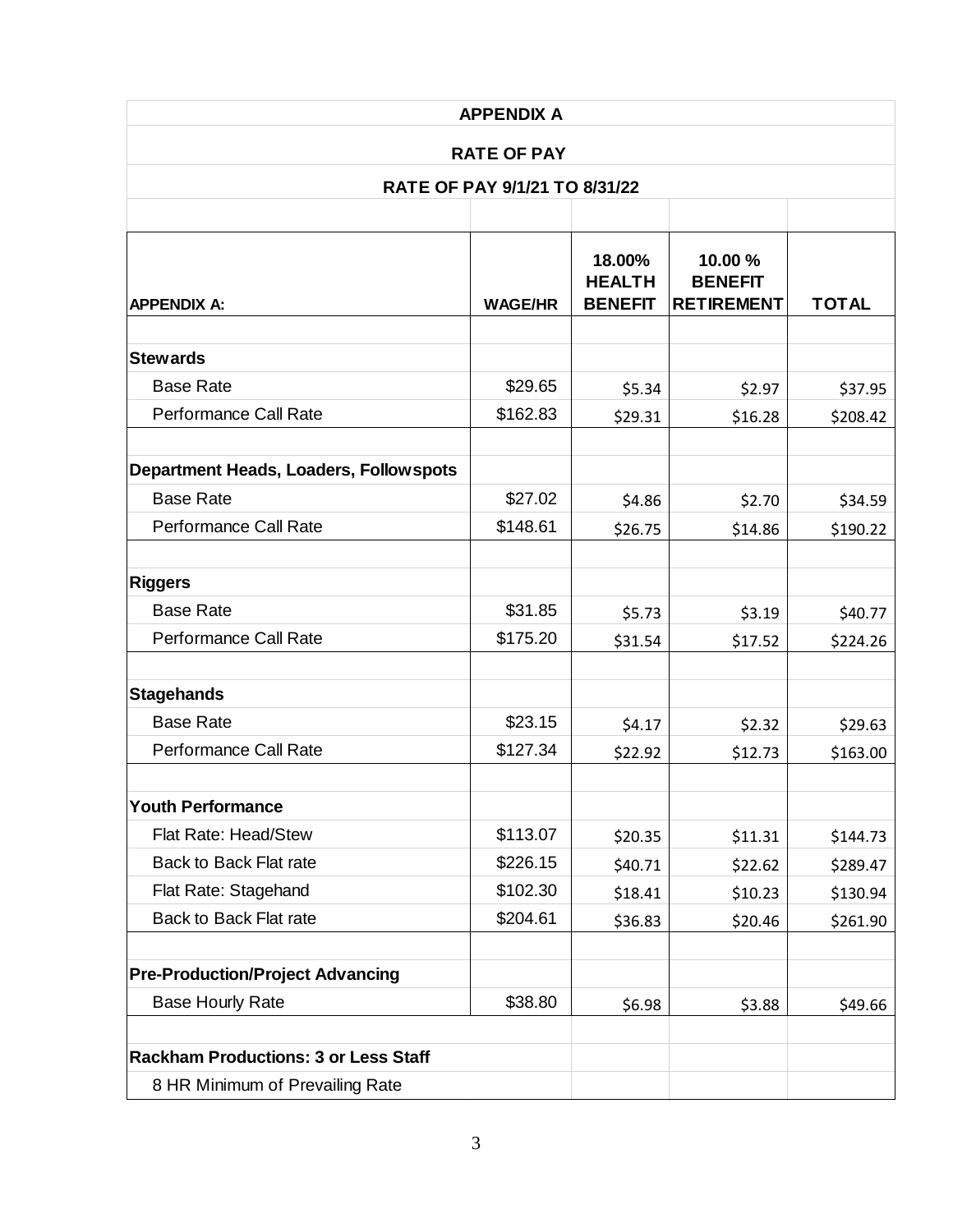## APPENDIX A

## RATE OF PAY

## RATE OF PAY 9/1/21 TO 8/31/22

| APPENDIX A: | WAGE/HR | 18.00% HEALTH BENEFIT | 10.00 % BENEFIT RETIREMENT | TOTAL |
|---|---|---|---|---|
| **Stewards** | | | | |
| Base Rate | $29.65 | $5.34 | $2.97 | $37.95 |
| Performance Call Rate | $162.83 | $29.31 | $16.28 | $208.42 |
| **Department Heads, Loaders, Followspots** | | | | |
| Base Rate | $27.02 | $4.86 | $2.70 | $34.59 |
| Performance Call Rate | $148.61 | $26.75 | $14.86 | $190.22 |
| **Riggers** | | | | |
| Base Rate | $31.85 | $5.73 | $3.19 | $40.77 |
| Performance Call Rate | $175.20 | $31.54 | $17.52 | $224.26 |
| **Stagehands** | | | | |
| Base Rate | $23.15 | $4.17 | $2.32 | $29.63 |
| Performance Call Rate | $127.34 | $22.92 | $12.73 | $163.00 |
| **Youth Performance** | | | | |
| Flat Rate: Head/Stew | $113.07 | $20.35 | $11.31 | $144.73 |
| Back to Back Flat rate | $226.15 | $40.71 | $22.62 | $289.47 |
| Flat Rate: Stagehand | $102.30 | $18.41 | $10.23 | $130.94 |
| Back to Back Flat rate | $204.61 | $36.83 | $20.46 | $261.90 |
| **Pre-Production/Project Advancing** | | | | |
| Base Hourly Rate | $38.80 | $6.98 | $3.88 | $49.66 |
| **Rackham Productions: 3 or Less Staff** | | | | |
| 8 HR Minimum of Prevailing Rate | | | | |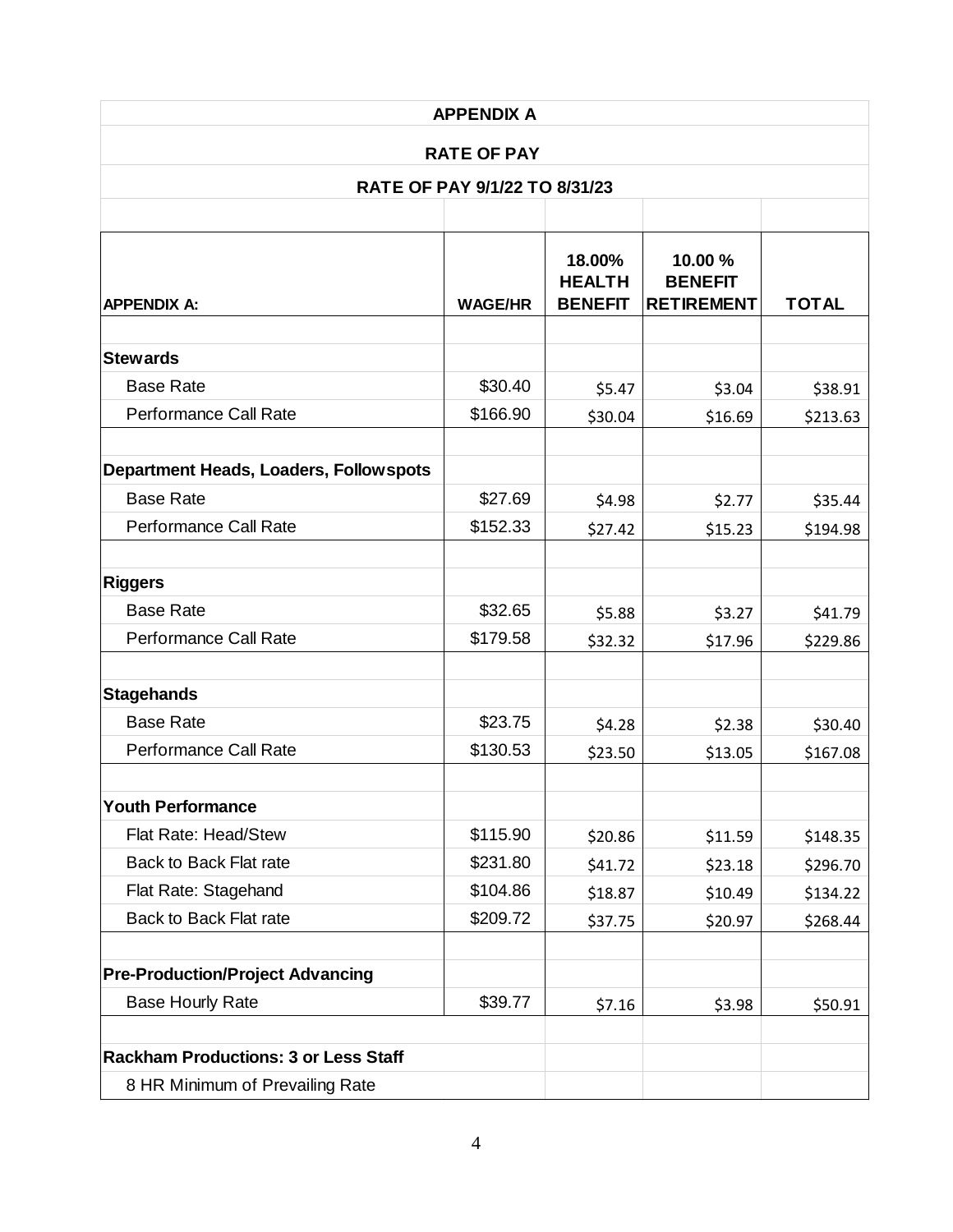**APPENDIX A**

**RATE OF PAY**

**RATE OF PAY 9/1/22 TO 8/31/23**

| APPENDIX A: | WAGE/HR | 18.00% HEALTH BENEFIT | 10.00 % BENEFIT RETIREMENT | TOTAL |
|---|---|---|---|---|
| **Stewards** | | | | |
| Base Rate | $30.40 | $5.47 | $3.04 | $38.91 |
| Performance Call Rate | $166.90 | $30.04 | $16.69 | $213.63 |
| **Department Heads, Loaders, Followspots** | | | | |
| Base Rate | $27.69 | $4.98 | $2.77 | $35.44 |
| Performance Call Rate | $152.33 | $27.42 | $15.23 | $194.98 |
| **Riggers** | | | | |
| Base Rate | $32.65 | $5.88 | $3.27 | $41.79 |
| Performance Call Rate | $179.58 | $32.32 | $17.96 | $229.86 |
| **Stagehands** | | | | |
| Base Rate | $23.75 | $4.28 | $2.38 | $30.40 |
| Performance Call Rate | $130.53 | $23.50 | $13.05 | $167.08 |
| **Youth Performance** | | | | |
| Flat Rate: Head/Stew | $115.90 | $20.86 | $11.59 | $148.35 |
| Back to Back Flat rate | $231.80 | $41.72 | $23.18 | $296.70 |
| Flat Rate: Stagehand | $104.86 | $18.87 | $10.49 | $134.22 |
| Back to Back Flat rate | $209.72 | $37.75 | $20.97 | $268.44 |
| **Pre-Production/Project Advancing** | | | | |
| Base Hourly Rate | $39.77 | $7.16 | $3.98 | $50.91 |
| **Rackham Productions: 3 or Less Staff** | | | | |
| 8 HR Minimum of Prevailing Rate | | | | |